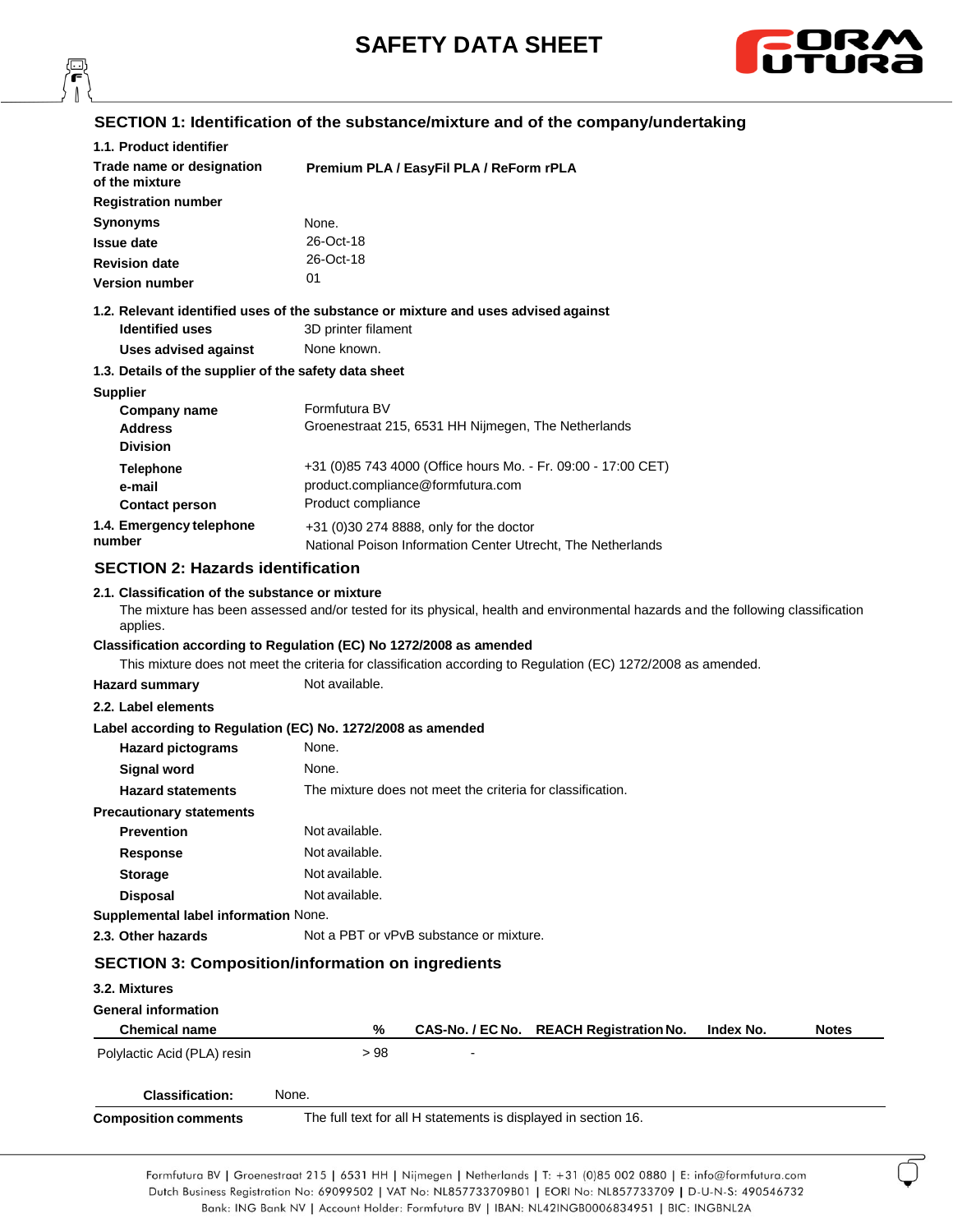# SAFETY DATA SHEET

## SECTION 1: Identification of the substance/mixture and of the company/undertaking

### 1.1. Product identifier

| | |
|---|---|
| **Trade name or designation of the mixture** | **Premium PLA / EasyFil PLA / ReForm rPLA** |
| **Registration number** | |
| **Synonyms** | None. |
| **Issue date** | 26-Oct-18 |
| **Revision date** | 26-Oct-18 |
| **Version number** | 01 |

### 1.2. Relevant identified uses of the substance or mixture and uses advised against

| | |
|---|---|
| **Identified uses** | 3D printer filament |
| **Uses advised against** | None known. |

### 1.3. Details of the supplier of the safety data sheet

**Supplier**

| | |
|---|---|
| **Company name** | Formfutura BV |
| **Address** | Groenestraat 215, 6531 HH Nijmegen, The Netherlands |
| **Division** | |
| **Telephone** | +31 (0)85 743 4000 (Office hours Mo. - Fr. 09:00 - 17:00 CET) |
| **e-mail** | product.compliance@formfutura.com |
| **Contact person** | Product compliance |

**1.4. Emergency telephone number**
+31 (0)30 274 8888, only for the doctor
National Poison Information Center Utrecht, The Netherlands

## SECTION 2: Hazards identification

### 2.1. Classification of the substance or mixture

The mixture has been assessed and/or tested for its physical, health and environmental hazards and the following classification applies.

**Classification according to Regulation (EC) No 1272/2008 as amended**

This mixture does not meet the criteria for classification according to Regulation (EC) 1272/2008 as amended.

**Hazard summary** Not available.

### 2.2. Label elements

**Label according to Regulation (EC) No. 1272/2008 as amended**

| | |
|---|---|
| **Hazard pictograms** | None. |
| **Signal word** | None. |
| **Hazard statements** | The mixture does not meet the criteria for classification. |

**Precautionary statements**

| | |
|---|---|
| **Prevention** | Not available. |
| **Response** | Not available. |
| **Storage** | Not available. |
| **Disposal** | Not available. |

**Supplemental label information** None.

**2.3. Other hazards** Not a PBT or vPvB substance or mixture.

## SECTION 3: Composition/information on ingredients

### 3.2. Mixtures

**General information**

| Chemical name | % | CAS-No. / EC No. | REACH Registration No. | Index No. | Notes |
|---|---|---|---|---|---|
| Polylactic Acid (PLA) resin | > 98 | - | | | |

**Classification:** None.

**Composition comments** The full text for all H statements is displayed in section 16.

Formfutura BV | Groenestraat 215 | 6531 HH | Nijmegen | Netherlands | T: +31 (0)85 002 0880 | E: info@formfutura.com
Dutch Business Registration No: 69099502 | VAT No: NL857733709B01 | EORI No: NL857733709 | D-U-N-S: 490546732
Bank: ING Bank NV | Account Holder: Formfutura BV | IBAN: NL42INGB0006834951 | BIC: INGBNL2A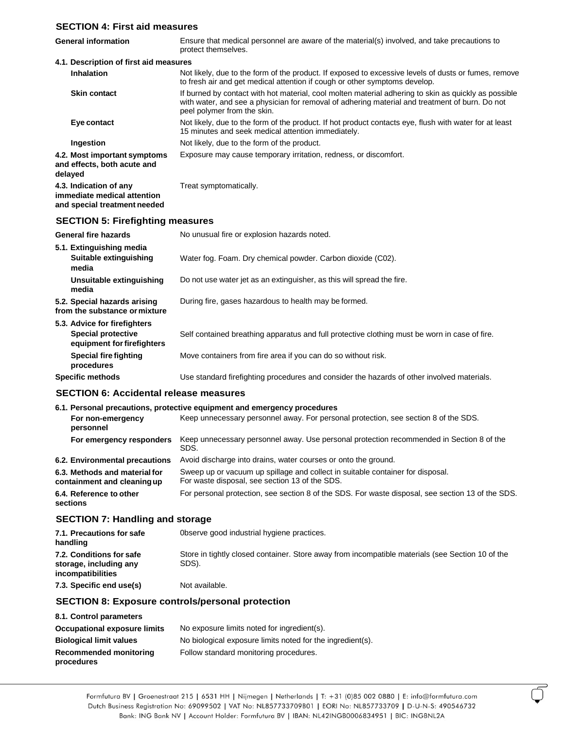## SECTION 4: First aid measures

**General information** Ensure that medical personnel are aware of the material(s) involved, and take precautions to protect themselves.

### 4.1. Description of first aid measures

**Inhalation** Not likely, due to the form of the product. If exposed to excessive levels of dusts or fumes, remove to fresh air and get medical attention if cough or other symptoms develop.

**Skin contact** If burned by contact with hot material, cool molten material adhering to skin as quickly as possible with water, and see a physician for removal of adhering material and treatment of burn. Do not peel polymer from the skin.

**Eye contact** Not likely, due to the form of the product. If hot product contacts eye, flush with water for at least 15 minutes and seek medical attention immediately.

**Ingestion** Not likely, due to the form of the product.

**4.2. Most important symptoms and effects, both acute and delayed** Exposure may cause temporary irritation, redness, or discomfort.

**4.3. Indication of any immediate medical attention and special treatment needed** Treat symptomatically.

## SECTION 5: Firefighting measures

**General fire hazards** No unusual fire or explosion hazards noted.

### 5.1. Extinguishing media

**Suitable extinguishing media** Water fog. Foam. Dry chemical powder. Carbon dioxide (C02).

**Unsuitable extinguishing media** Do not use water jet as an extinguisher, as this will spread the fire.

**5.2. Special hazards arising from the substance or mixture** During fire, gases hazardous to health may be formed.

### 5.3. Advice for firefighters

**Special protective equipment for firefighters** Self contained breathing apparatus and full protective clothing must be worn in case of fire.

**Special fire fighting procedures** Move containers from fire area if you can do so without risk.

**Specific methods** Use standard firefighting procedures and consider the hazards of other involved materials.

## SECTION 6: Accidental release measures

### 6.1. Personal precautions, protective equipment and emergency procedures

**For non-emergency personnel** Keep unnecessary personnel away. For personal protection, see section 8 of the SDS.

**For emergency responders** Keep unnecessary personnel away. Use personal protection recommended in Section 8 of the SDS.

**6.2. Environmental precautions** Avoid discharge into drains, water courses or onto the ground.

**6.3. Methods and material for containment and cleaning up** Sweep up or vacuum up spillage and collect in suitable container for disposal. For waste disposal, see section 13 of the SDS.

**6.4. Reference to other sections** For personal protection, see section 8 of the SDS. For waste disposal, see section 13 of the SDS.

## SECTION 7: Handling and storage

**7.1. Precautions for safe handling** 0bserve good industrial hygiene practices.

**7.2. Conditions for safe storage, including any incompatibilities** Store in tightly closed container. Store away from incompatible materials (see Section 10 of the SDS).

**7.3. Specific end use(s)** Not available.

## SECTION 8: Exposure controls/personal protection

### 8.1. Control parameters

**Occupational exposure limits** No exposure limits noted for ingredient(s).

**Biological limit values** No biological exposure limits noted for the ingredient(s).

**Recommended monitoring procedures** Follow standard monitoring procedures.

Formfutura BV | Groenestraat 215 | 6531 HH | Nijmegen | Netherlands | T: +31 (0)85 002 0880 | E: info@formfutura.com
Dutch Business Registration No: 69099502 | VAT No: NL857733709B01 | EORI No: NL857733709 | D-U-N-S: 490546732
Bank: ING Bank NV | Account Holder: Formfutura BV | IBAN: NL42INGB0006834951 | BIC: INGBNL2A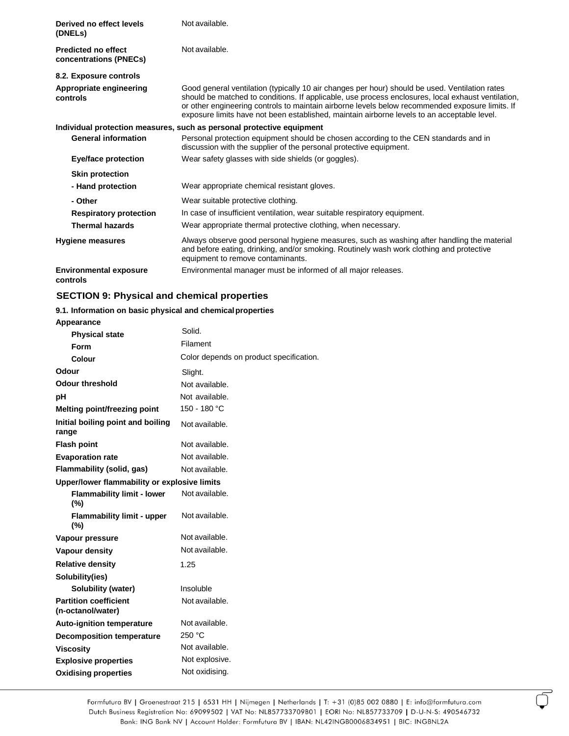| | |
|---|---|
| **Derived no effect levels (DNELs)** | Not available. |
| **Predicted no effect concentrations (PNECs)** | Not available. |

**8.2. Exposure controls**

| | |
|---|---|
| **Appropriate engineering controls** | Good general ventilation (typically 10 air changes per hour) should be used. Ventilation rates should be matched to conditions. If applicable, use process enclosures, local exhaust ventilation, or other engineering controls to maintain airborne levels below recommended exposure limits. If exposure limits have not been established, maintain airborne levels to an acceptable level. |

**Individual protection measures, such as personal protective equipment**

| | |
|---|---|
| **General information** | Personal protection equipment should be chosen according to the CEN standards and in discussion with the supplier of the personal protective equipment. |
| **Eye/face protection** | Wear safety glasses with side shields (or goggles). |
| **Skin protection** | |
| **- Hand protection** | Wear appropriate chemical resistant gloves. |
| **- Other** | Wear suitable protective clothing. |
| **Respiratory protection** | In case of insufficient ventilation, wear suitable respiratory equipment. |
| **Thermal hazards** | Wear appropriate thermal protective clothing, when necessary. |
| **Hygiene measures** | Always observe good personal hygiene measures, such as washing after handling the material and before eating, drinking, and/or smoking. Routinely wash work clothing and protective equipment to remove contaminants. |
| **Environmental exposure controls** | Environmental manager must be informed of all major releases. |

## SECTION 9: Physical and chemical properties

**9.1. Information on basic physical and chemical properties**

| | |
|---|---|
| **Appearance** | |
| **Physical state** | Solid. |
| **Form** | Filament |
| **Colour** | Color depends on product specification. |
| **Odour** | Slight. |
| **Odour threshold** | Not available. |
| **pH** | Not available. |
| **Melting point/freezing point** | 150 - 180 °C |
| **Initial boiling point and boiling range** | Not available. |
| **Flash point** | Not available. |
| **Evaporation rate** | Not available. |
| **Flammability (solid, gas)** | Not available. |
| **Upper/lower flammability or explosive limits** | |
| **Flammability limit - lower (%)** | Not available. |
| **Flammability limit - upper (%)** | Not available. |
| **Vapour pressure** | Not available. |
| **Vapour density** | Not available. |
| **Relative density** | 1.25 |
| **Solubility(ies)** | |
| **Solubility (water)** | Insoluble |
| **Partition coefficient (n-octanol/water)** | Not available. |
| **Auto-ignition temperature** | Not available. |
| **Decomposition temperature** | 250 °C |
| **Viscosity** | Not available. |
| **Explosive properties** | Not explosive. |
| **Oxidising properties** | Not oxidising. |

Formfutura BV | Groenestraat 215 | 6531 HH | Nijmegen | Netherlands | T: +31 (0)85 002 0880 | E: info@formfutura.com
Dutch Business Registration No: 69099502 | VAT No: NL857733709B01 | EORI No: NL857733709 | D-U-N-S: 490546732
Bank: ING Bank NV | Account Holder: Formfutura BV | IBAN: NL42INGB0006834951 | BIC: INGBNL2A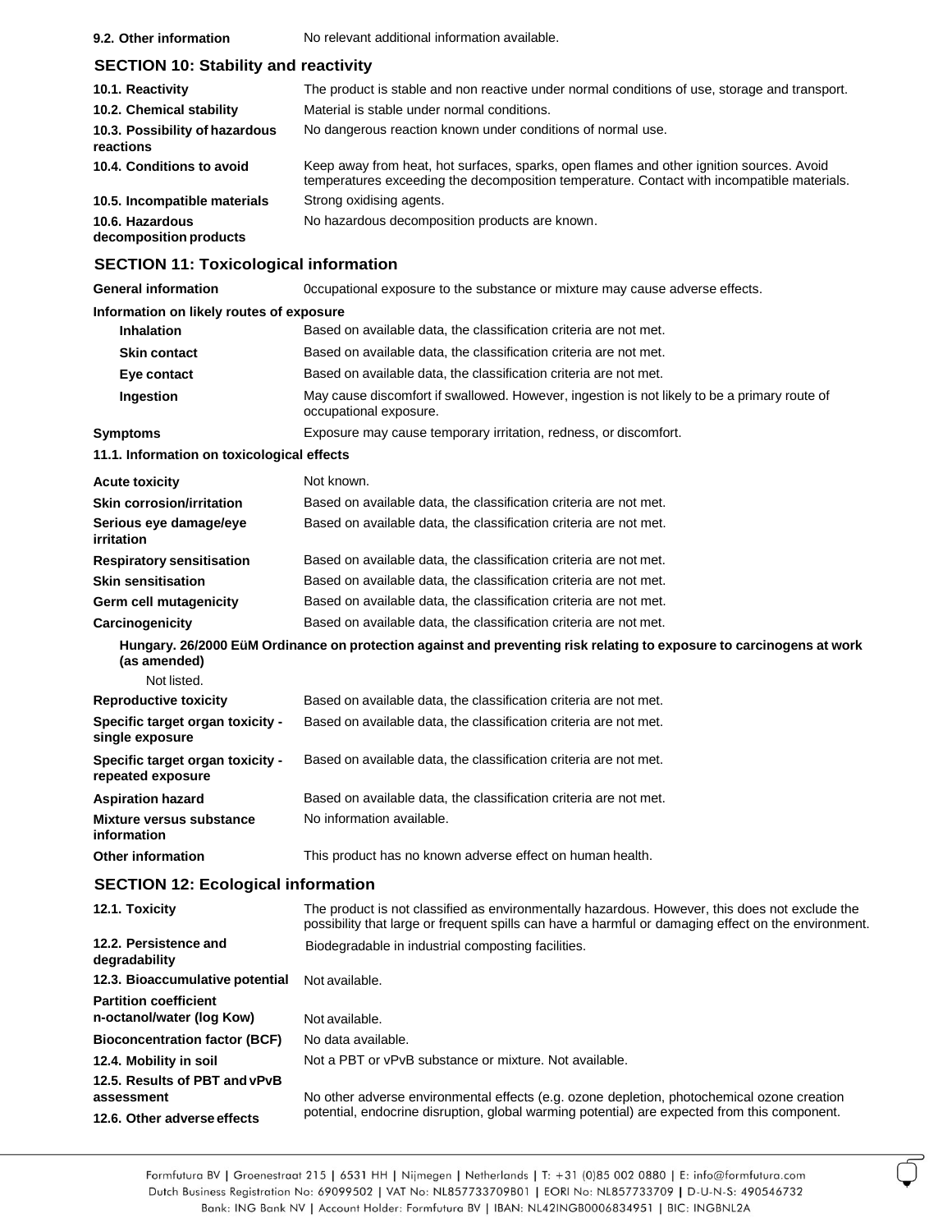| | |
|---|---|
| **9.2. Other information** | No relevant additional information available. |

## SECTION 10: Stability and reactivity

| | |
|---|---|
| **10.1. Reactivity** | The product is stable and non reactive under normal conditions of use, storage and transport. |
| **10.2. Chemical stability** | Material is stable under normal conditions. |
| **10.3. Possibility of hazardous reactions** | No dangerous reaction known under conditions of normal use. |
| **10.4. Conditions to avoid** | Keep away from heat, hot surfaces, sparks, open flames and other ignition sources. Avoid temperatures exceeding the decomposition temperature. Contact with incompatible materials. |
| **10.5. Incompatible materials** | Strong oxidising agents. |
| **10.6. Hazardous decomposition products** | No hazardous decomposition products are known. |

## SECTION 11: Toxicological information

| | |
|---|---|
| **General information** | 0ccupational exposure to the substance or mixture may cause adverse effects. |

**Information on likely routes of exposure**

| | |
|---|---|
| **Inhalation** | Based on available data, the classification criteria are not met. |
| **Skin contact** | Based on available data, the classification criteria are not met. |
| **Eye contact** | Based on available data, the classification criteria are not met. |
| **Ingestion** | May cause discomfort if swallowed. However, ingestion is not likely to be a primary route of occupational exposure. |
| **Symptoms** | Exposure may cause temporary irritation, redness, or discomfort. |

**11.1. Information on toxicological effects**

| | |
|---|---|
| **Acute toxicity** | Not known. |
| **Skin corrosion/irritation** | Based on available data, the classification criteria are not met. |
| **Serious eye damage/eye irritation** | Based on available data, the classification criteria are not met. |
| **Respiratory sensitisation** | Based on available data, the classification criteria are not met. |
| **Skin sensitisation** | Based on available data, the classification criteria are not met. |
| **Germ cell mutagenicity** | Based on available data, the classification criteria are not met. |
| **Carcinogenicity** | Based on available data, the classification criteria are not met. |

**Hungary. 26/2000 EüM Ordinance on protection against and preventing risk relating to exposure to carcinogens at work (as amended)**

Not listed.

| | |
|---|---|
| **Reproductive toxicity** | Based on available data, the classification criteria are not met. |
| **Specific target organ toxicity - single exposure** | Based on available data, the classification criteria are not met. |
| **Specific target organ toxicity - repeated exposure** | Based on available data, the classification criteria are not met. |
| **Aspiration hazard** | Based on available data, the classification criteria are not met. |
| **Mixture versus substance information** | No information available. |
| **Other information** | This product has no known adverse effect on human health. |

## SECTION 12: Ecological information

| | |
|---|---|
| **12.1. Toxicity** | The product is not classified as environmentally hazardous. However, this does not exclude the possibility that large or frequent spills can have a harmful or damaging effect on the environment. |
| **12.2. Persistence and degradability** | Biodegradable in industrial composting facilities. |
| **12.3. Bioaccumulative potential** | Not available. |
| **Partition coefficient n-octanol/water (log Kow)** | Not available. |
| **Bioconcentration factor (BCF)** | No data available. |
| **12.4. Mobility in soil** | Not a PBT or vPvB substance or mixture. Not available. |
| **12.5. Results of PBT and vPvB assessment** | No other adverse environmental effects (e.g. ozone depletion, photochemical ozone creation potential, endocrine disruption, global warming potential) are expected from this component. |
| **12.6. Other adverse effects** | |

Formfutura BV | Groenestraat 215 | 6531 HH | Nijmegen | Netherlands | T: +31 (0)85 002 0880 | E: info@formfutura.com
Dutch Business Registration No: 69099502 | VAT No: NL857733709B01 | EORI No: NL857733709 | D-U-N-S: 490546732
Bank: ING Bank NV | Account Holder: Formfutura BV | IBAN: NL42INGB0006834951 | BIC: INGBNL2A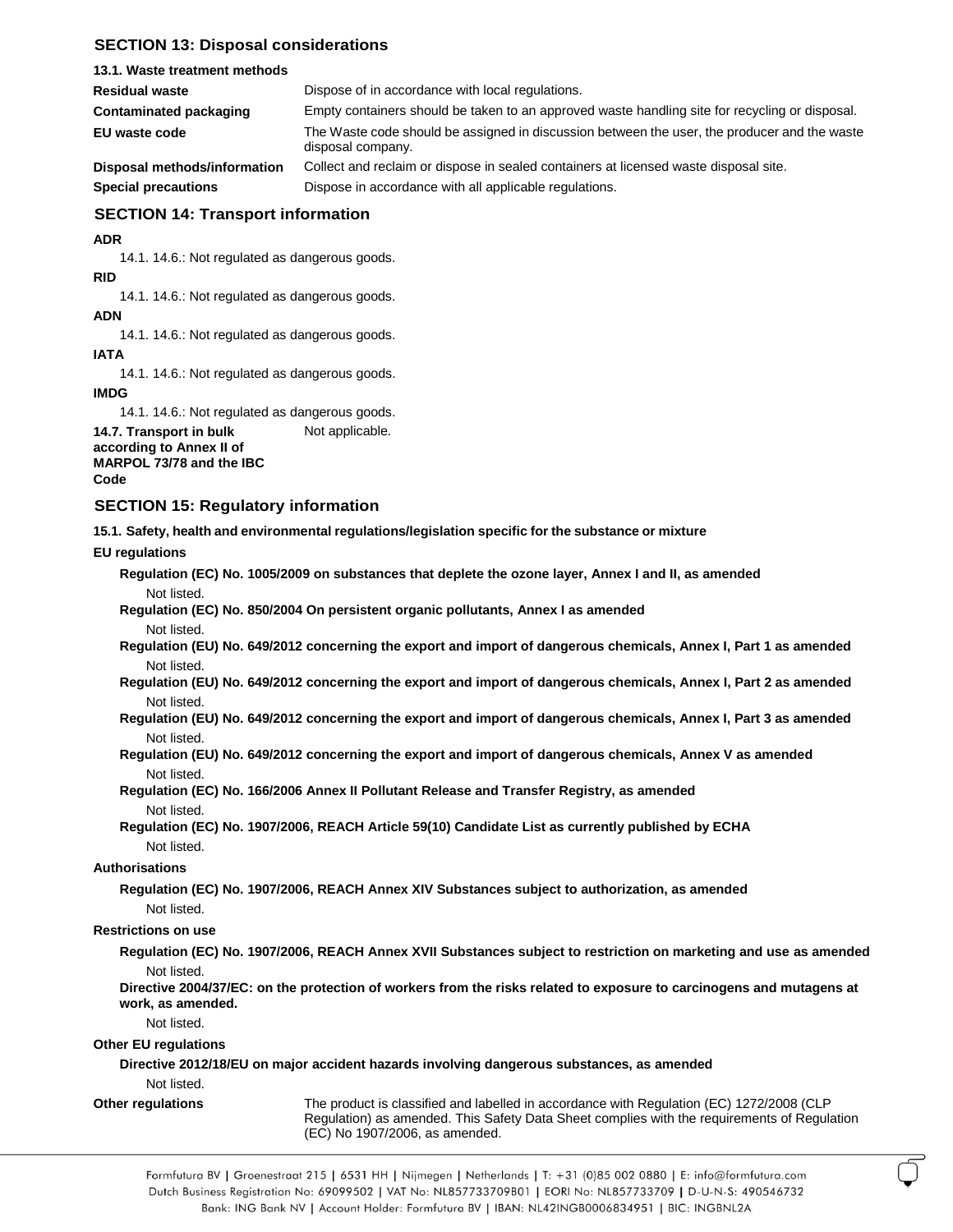## SECTION 13: Disposal considerations

**13.1. Waste treatment methods**

| | |
|---|---|
| **Residual waste** | Dispose of in accordance with local regulations. |
| **Contaminated packaging** | Empty containers should be taken to an approved waste handling site for recycling or disposal. |
| **EU waste code** | The Waste code should be assigned in discussion between the user, the producer and the waste disposal company. |
| **Disposal methods/information** | Collect and reclaim or dispose in sealed containers at licensed waste disposal site. |
| **Special precautions** | Dispose in accordance with all applicable regulations. |

## SECTION 14: Transport information

**ADR**

14.1. 14.6.: Not regulated as dangerous goods.

**RID**

14.1. 14.6.: Not regulated as dangerous goods.

**ADN**

14.1. 14.6.: Not regulated as dangerous goods.

**IATA**

14.1. 14.6.: Not regulated as dangerous goods.

**IMDG**

14.1. 14.6.: Not regulated as dangerous goods.

**14.7. Transport in bulk according to Annex II of MARPOL 73/78 and the IBC Code** Not applicable.

## SECTION 15: Regulatory information

**15.1. Safety, health and environmental regulations/legislation specific for the substance or mixture**

**EU regulations**

**Regulation (EC) No. 1005/2009 on substances that deplete the ozone layer, Annex I and II, as amended**

Not listed.

**Regulation (EC) No. 850/2004 On persistent organic pollutants, Annex I as amended**

Not listed.

**Regulation (EU) No. 649/2012 concerning the export and import of dangerous chemicals, Annex I, Part 1 as amended**

Not listed.

**Regulation (EU) No. 649/2012 concerning the export and import of dangerous chemicals, Annex I, Part 2 as amended**

Not listed.

**Regulation (EU) No. 649/2012 concerning the export and import of dangerous chemicals, Annex I, Part 3 as amended**

Not listed.

**Regulation (EU) No. 649/2012 concerning the export and import of dangerous chemicals, Annex V as amended**

Not listed.

**Regulation (EC) No. 166/2006 Annex II Pollutant Release and Transfer Registry, as amended**

Not listed.

**Regulation (EC) No. 1907/2006, REACH Article 59(10) Candidate List as currently published by ECHA**

Not listed.

**Authorisations**

**Regulation (EC) No. 1907/2006, REACH Annex XIV Substances subject to authorization, as amended**

Not listed.

**Restrictions on use**

**Regulation (EC) No. 1907/2006, REACH Annex XVII Substances subject to restriction on marketing and use as amended**

Not listed.

**Directive 2004/37/EC: on the protection of workers from the risks related to exposure to carcinogens and mutagens at work, as amended.**

Not listed.

**Other EU regulations**

**Directive 2012/18/EU on major accident hazards involving dangerous substances, as amended**

Not listed.

**Other regulations** The product is classified and labelled in accordance with Regulation (EC) 1272/2008 (CLP Regulation) as amended. This Safety Data Sheet complies with the requirements of Regulation (EC) No 1907/2006, as amended.

Formfutura BV | Groenestraat 215 | 6531 HH | Nijmegen | Netherlands | T: +31 (0)85 002 0880 | E: info@formfutura.com
Dutch Business Registration No: 69099502 | VAT No: NL857733709B01 | EORI No: NL857733709 | D-U-N-S: 490546732
Bank: ING Bank NV | Account Holder: Formfutura BV | IBAN: NL42INGB0006834951 | BIC: INGBNL2A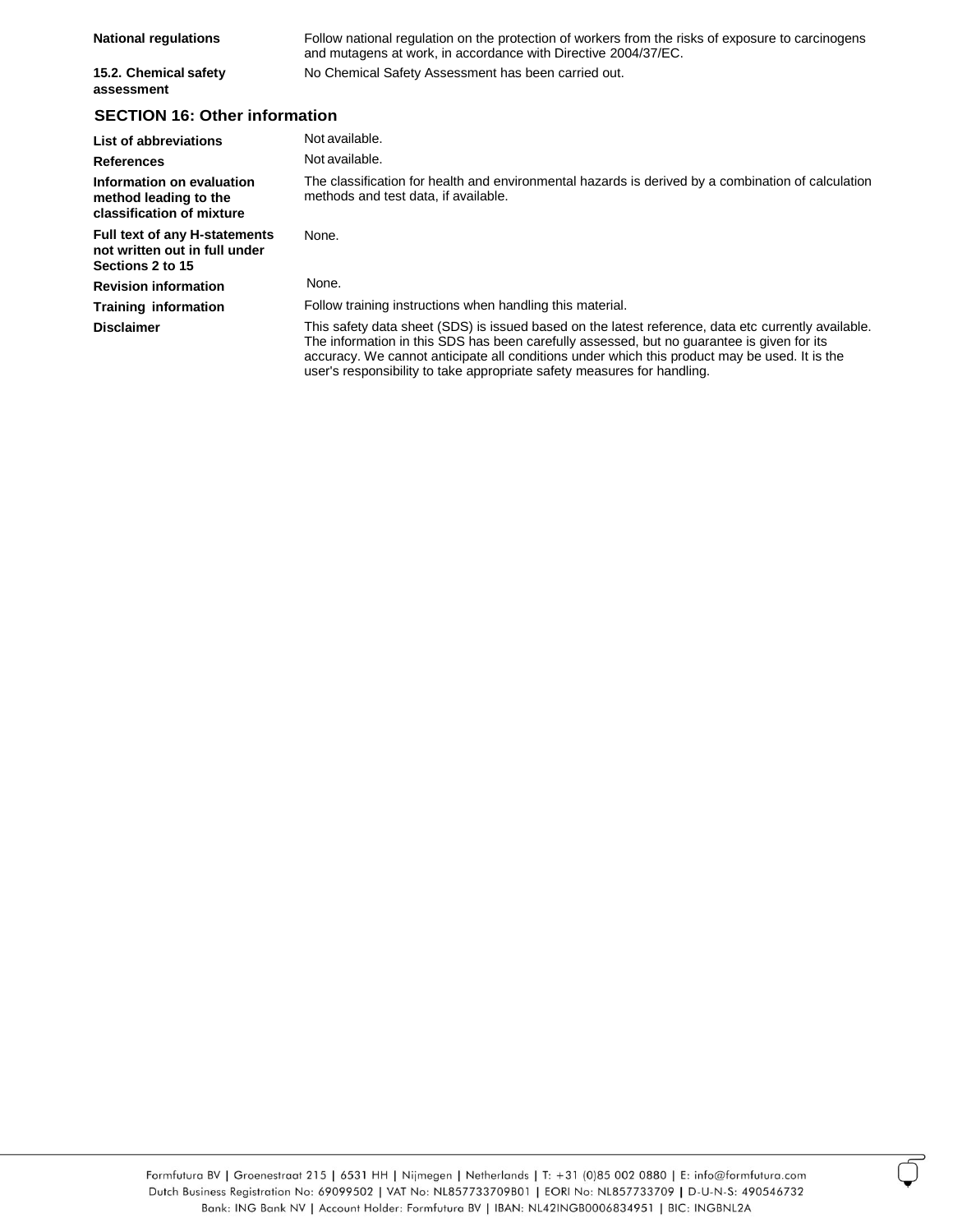| | |
|---|---|
| **National regulations** | Follow national regulation on the protection of workers from the risks of exposure to carcinogens and mutagens at work, in accordance with Directive 2004/37/EC. |
| **15.2. Chemical safety assessment** | No Chemical Safety Assessment has been carried out. |

## SECTION 16: Other information

| | |
|---|---|
| **List of abbreviations** | Not available. |
| **References** | Not available. |
| **Information on evaluation method leading to the classification of mixture** | The classification for health and environmental hazards is derived by a combination of calculation methods and test data, if available. |
| **Full text of any H-statements not written out in full under Sections 2 to 15** | None. |
| **Revision information** | None. |
| **Training information** | Follow training instructions when handling this material. |
| **Disclaimer** | This safety data sheet (SDS) is issued based on the latest reference, data etc currently available. The information in this SDS has been carefully assessed, but no guarantee is given for its accuracy. We cannot anticipate all conditions under which this product may be used. It is the user's responsibility to take appropriate safety measures for handling. |